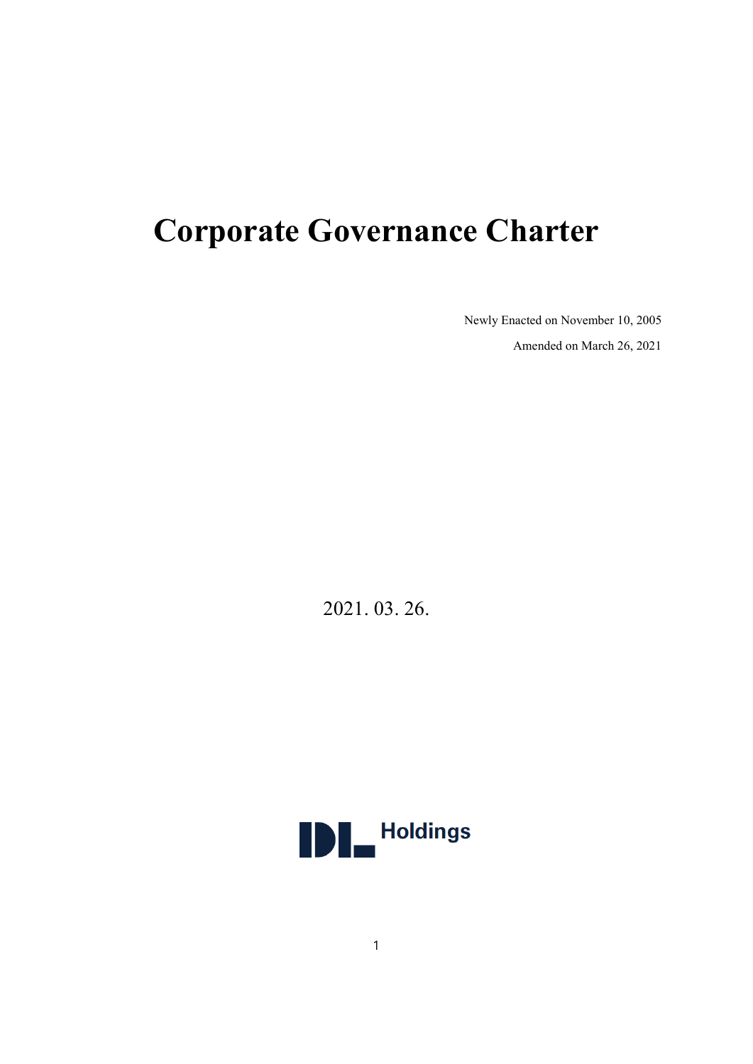# Corporate Governance Charter

Newly Enacted on November 10, 2005

Amended on March 26, 2021

2021. 03. 26.

DL Holdings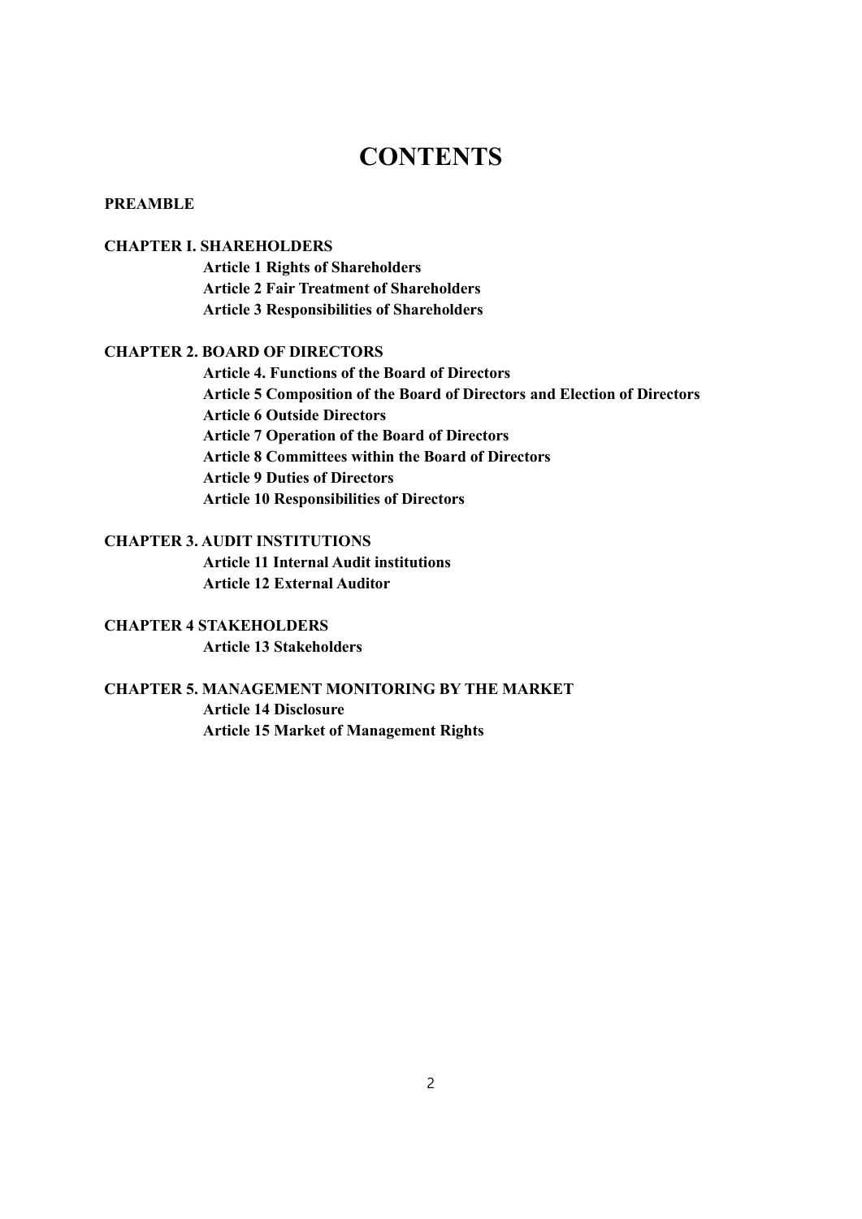# CONTENTS

**PREAMBLE**

**CHAPTER I. SHAREHOLDERS**

- **Article 1 Rights of Shareholders**
- **Article 2 Fair Treatment of Shareholders**
- **Article 3 Responsibilities of Shareholders**

**CHAPTER 2. BOARD OF DIRECTORS**

- **Article 4. Functions of the Board of Directors**
- **Article 5 Composition of the Board of Directors and Election of Directors**
- **Article 6 Outside Directors**
- **Article 7 Operation of the Board of Directors**
- **Article 8 Committees within the Board of Directors**
- **Article 9 Duties of Directors**
- **Article 10 Responsibilities of Directors**

**CHAPTER 3. AUDIT INSTITUTIONS**

- **Article 11 Internal Audit institutions**
- **Article 12 External Auditor**

**CHAPTER 4 STAKEHOLDERS**

- **Article 13 Stakeholders**

**CHAPTER 5. MANAGEMENT MONITORING BY THE MARKET**

- **Article 14 Disclosure**
- **Article 15 Market of Management Rights**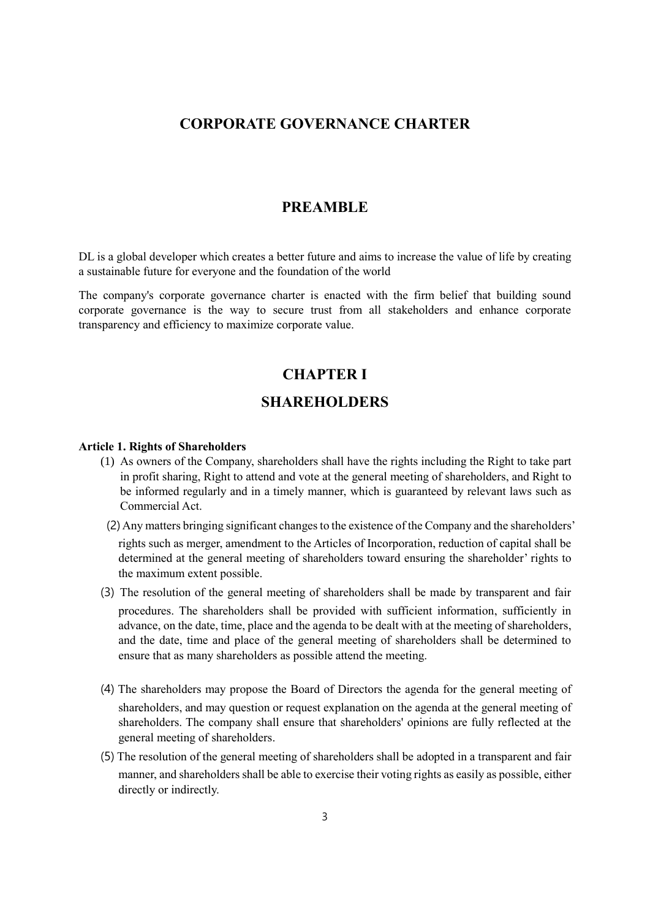# CORPORATE GOVERNANCE CHARTER

## PREAMBLE

DL is a global developer which creates a better future and aims to increase the value of life by creating a sustainable future for everyone and the foundation of the world

The company's corporate governance charter is enacted with the firm belief that building sound corporate governance is the way to secure trust from all stakeholders and enhance corporate transparency and efficiency to maximize corporate value.

## CHAPTER I

## SHAREHOLDERS

**Article 1. Rights of Shareholders**

(1) As owners of the Company, shareholders shall have the rights including the Right to take part in profit sharing, Right to attend and vote at the general meeting of shareholders, and Right to be informed regularly and in a timely manner, which is guaranteed by relevant laws such as Commercial Act.

(2) Any matters bringing significant changes to the existence of the Company and the shareholders' rights such as merger, amendment to the Articles of Incorporation, reduction of capital shall be determined at the general meeting of shareholders toward ensuring the shareholder' rights to the maximum extent possible.

(3) The resolution of the general meeting of shareholders shall be made by transparent and fair procedures. The shareholders shall be provided with sufficient information, sufficiently in advance, on the date, time, place and the agenda to be dealt with at the meeting of shareholders, and the date, time and place of the general meeting of shareholders shall be determined to ensure that as many shareholders as possible attend the meeting.

(4) The shareholders may propose the Board of Directors the agenda for the general meeting of shareholders, and may question or request explanation on the agenda at the general meeting of shareholders. The company shall ensure that shareholders' opinions are fully reflected at the general meeting of shareholders.

(5) The resolution of the general meeting of shareholders shall be adopted in a transparent and fair manner, and shareholders shall be able to exercise their voting rights as easily as possible, either directly or indirectly.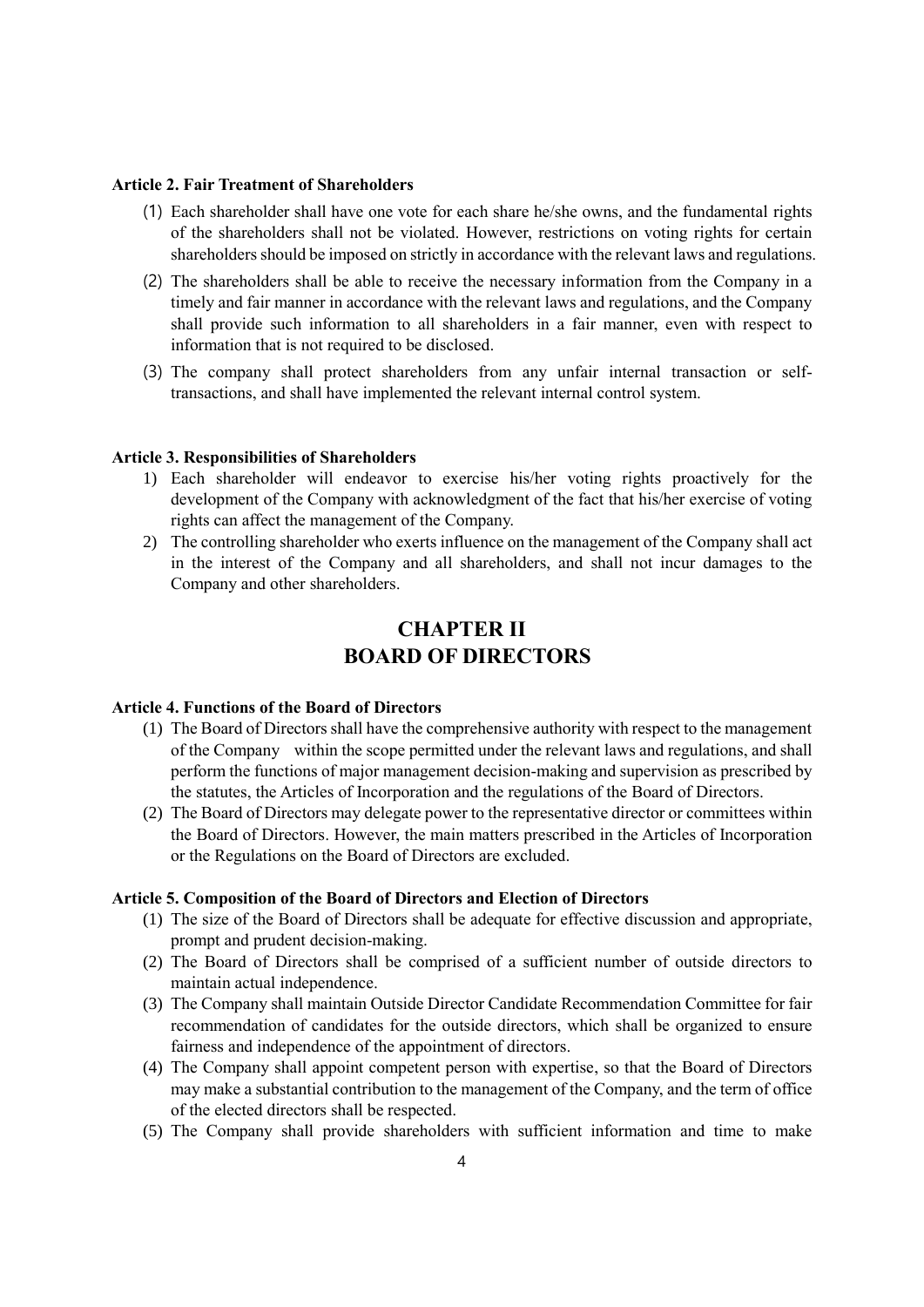**Article 2. Fair Treatment of Shareholders**

(1) Each shareholder shall have one vote for each share he/she owns, and the fundamental rights of the shareholders shall not be violated. However, restrictions on voting rights for certain shareholders should be imposed on strictly in accordance with the relevant laws and regulations.

(2) The shareholders shall be able to receive the necessary information from the Company in a timely and fair manner in accordance with the relevant laws and regulations, and the Company shall provide such information to all shareholders in a fair manner, even with respect to information that is not required to be disclosed.

(3) The company shall protect shareholders from any unfair internal transaction or self-transactions, and shall have implemented the relevant internal control system.

**Article 3. Responsibilities of Shareholders**

1) Each shareholder will endeavor to exercise his/her voting rights proactively for the development of the Company with acknowledgment of the fact that his/her exercise of voting rights can affect the management of the Company.

2) The controlling shareholder who exerts influence on the management of the Company shall act in the interest of the Company and all shareholders, and shall not incur damages to the Company and other shareholders.

# CHAPTER II
# BOARD OF DIRECTORS

**Article 4. Functions of the Board of Directors**

(1) The Board of Directors shall have the comprehensive authority with respect to the management of the Company within the scope permitted under the relevant laws and regulations, and shall perform the functions of major management decision-making and supervision as prescribed by the statutes, the Articles of Incorporation and the regulations of the Board of Directors.

(2) The Board of Directors may delegate power to the representative director or committees within the Board of Directors. However, the main matters prescribed in the Articles of Incorporation or the Regulations on the Board of Directors are excluded.

**Article 5. Composition of the Board of Directors and Election of Directors**

(1) The size of the Board of Directors shall be adequate for effective discussion and appropriate, prompt and prudent decision-making.

(2) The Board of Directors shall be comprised of a sufficient number of outside directors to maintain actual independence.

(3) The Company shall maintain Outside Director Candidate Recommendation Committee for fair recommendation of candidates for the outside directors, which shall be organized to ensure fairness and independence of the appointment of directors.

(4) The Company shall appoint competent person with expertise, so that the Board of Directors may make a substantial contribution to the management of the Company, and the term of office of the elected directors shall be respected.

(5) The Company shall provide shareholders with sufficient information and time to make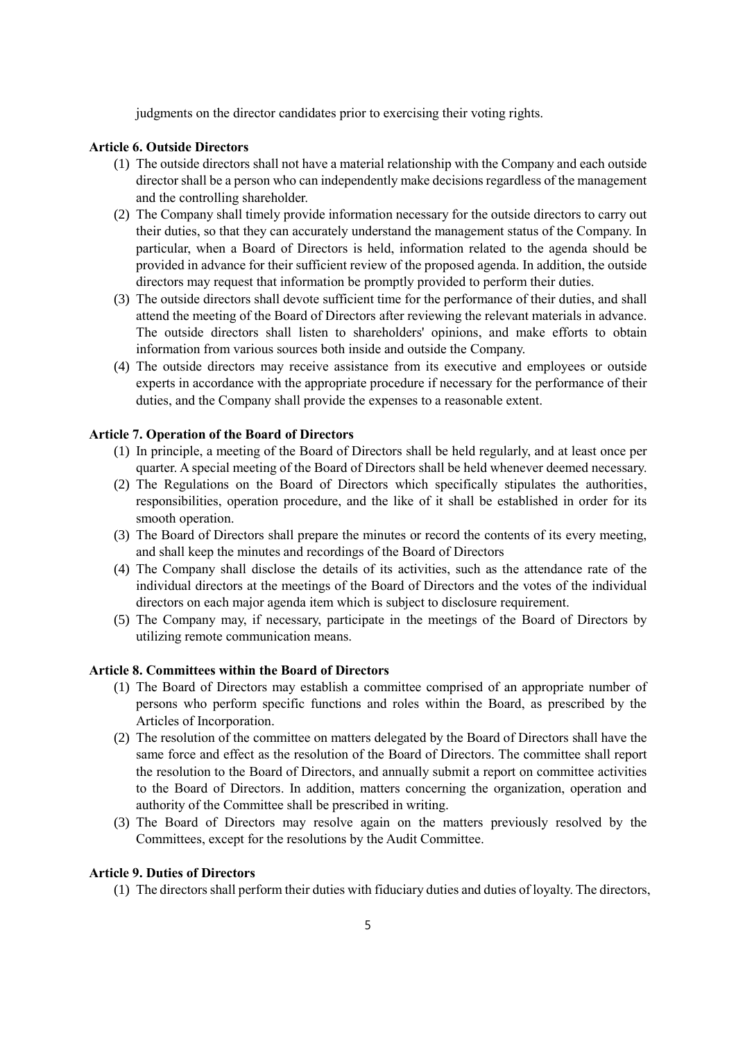judgments on the director candidates prior to exercising their voting rights.

**Article 6. Outside Directors**

(1) The outside directors shall not have a material relationship with the Company and each outside director shall be a person who can independently make decisions regardless of the management and the controlling shareholder.

(2) The Company shall timely provide information necessary for the outside directors to carry out their duties, so that they can accurately understand the management status of the Company. In particular, when a Board of Directors is held, information related to the agenda should be provided in advance for their sufficient review of the proposed agenda. In addition, the outside directors may request that information be promptly provided to perform their duties.

(3) The outside directors shall devote sufficient time for the performance of their duties, and shall attend the meeting of the Board of Directors after reviewing the relevant materials in advance. The outside directors shall listen to shareholders' opinions, and make efforts to obtain information from various sources both inside and outside the Company.

(4) The outside directors may receive assistance from its executive and employees or outside experts in accordance with the appropriate procedure if necessary for the performance of their duties, and the Company shall provide the expenses to a reasonable extent.

**Article 7. Operation of the Board of Directors**

(1) In principle, a meeting of the Board of Directors shall be held regularly, and at least once per quarter. A special meeting of the Board of Directors shall be held whenever deemed necessary.

(2) The Regulations on the Board of Directors which specifically stipulates the authorities, responsibilities, operation procedure, and the like of it shall be established in order for its smooth operation.

(3) The Board of Directors shall prepare the minutes or record the contents of its every meeting, and shall keep the minutes and recordings of the Board of Directors

(4) The Company shall disclose the details of its activities, such as the attendance rate of the individual directors at the meetings of the Board of Directors and the votes of the individual directors on each major agenda item which is subject to disclosure requirement.

(5) The Company may, if necessary, participate in the meetings of the Board of Directors by utilizing remote communication means.

**Article 8. Committees within the Board of Directors**

(1) The Board of Directors may establish a committee comprised of an appropriate number of persons who perform specific functions and roles within the Board, as prescribed by the Articles of Incorporation.

(2) The resolution of the committee on matters delegated by the Board of Directors shall have the same force and effect as the resolution of the Board of Directors. The committee shall report the resolution to the Board of Directors, and annually submit a report on committee activities to the Board of Directors. In addition, matters concerning the organization, operation and authority of the Committee shall be prescribed in writing.

(3) The Board of Directors may resolve again on the matters previously resolved by the Committees, except for the resolutions by the Audit Committee.

**Article 9. Duties of Directors**

(1) The directors shall perform their duties with fiduciary duties and duties of loyalty. The directors,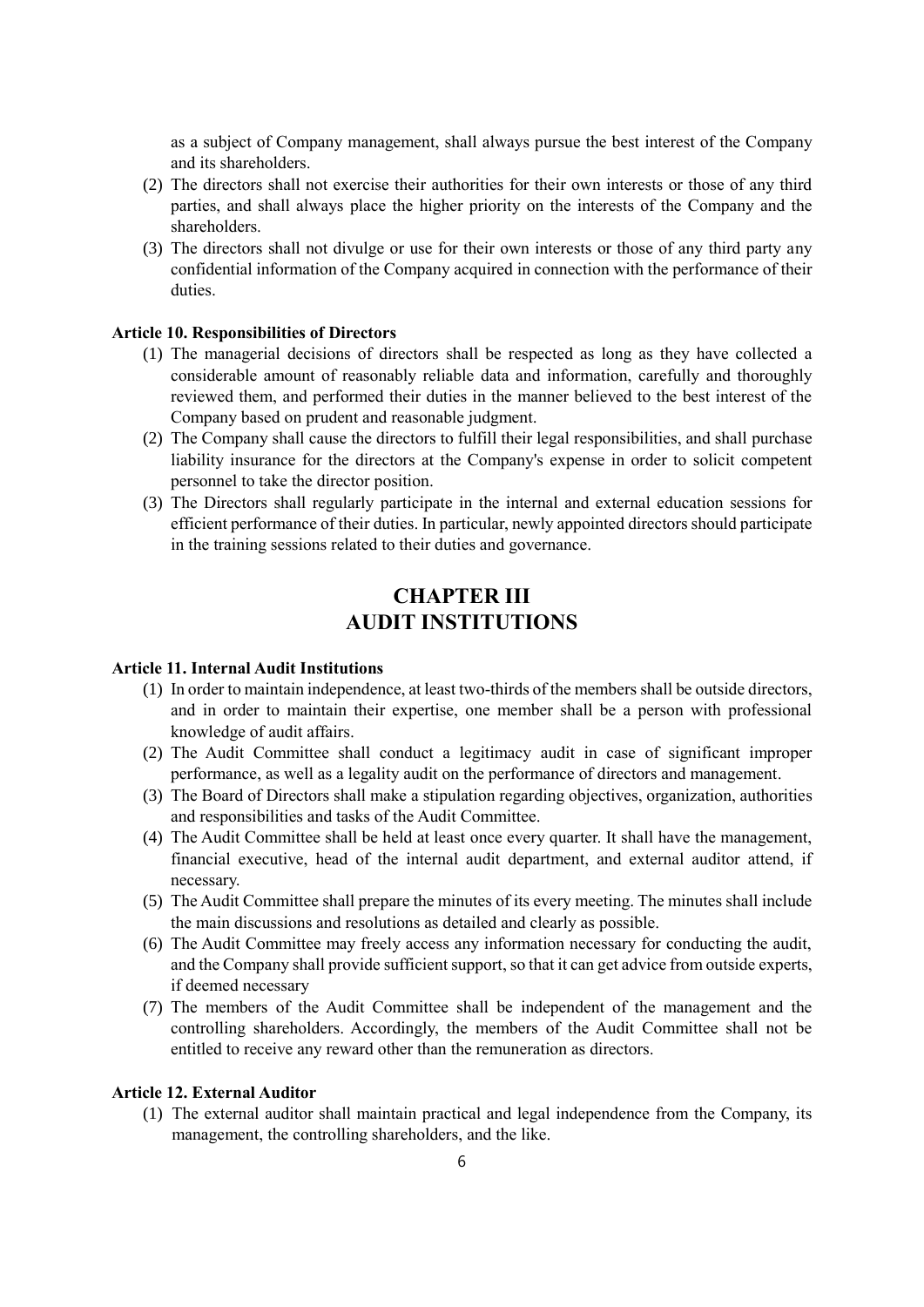as a subject of Company management, shall always pursue the best interest of the Company and its shareholders.

(2) The directors shall not exercise their authorities for their own interests or those of any third parties, and shall always place the higher priority on the interests of the Company and the shareholders.

(3) The directors shall not divulge or use for their own interests or those of any third party any confidential information of the Company acquired in connection with the performance of their duties.

**Article 10. Responsibilities of Directors**

(1) The managerial decisions of directors shall be respected as long as they have collected a considerable amount of reasonably reliable data and information, carefully and thoroughly reviewed them, and performed their duties in the manner believed to the best interest of the Company based on prudent and reasonable judgment.

(2) The Company shall cause the directors to fulfill their legal responsibilities, and shall purchase liability insurance for the directors at the Company's expense in order to solicit competent personnel to take the director position.

(3) The Directors shall regularly participate in the internal and external education sessions for efficient performance of their duties. In particular, newly appointed directors should participate in the training sessions related to their duties and governance.

## CHAPTER III
## AUDIT INSTITUTIONS

**Article 11. Internal Audit Institutions**

(1) In order to maintain independence, at least two-thirds of the members shall be outside directors, and in order to maintain their expertise, one member shall be a person with professional knowledge of audit affairs.

(2) The Audit Committee shall conduct a legitimacy audit in case of significant improper performance, as well as a legality audit on the performance of directors and management.

(3) The Board of Directors shall make a stipulation regarding objectives, organization, authorities and responsibilities and tasks of the Audit Committee.

(4) The Audit Committee shall be held at least once every quarter. It shall have the management, financial executive, head of the internal audit department, and external auditor attend, if necessary.

(5) The Audit Committee shall prepare the minutes of its every meeting. The minutes shall include the main discussions and resolutions as detailed and clearly as possible.

(6) The Audit Committee may freely access any information necessary for conducting the audit, and the Company shall provide sufficient support, so that it can get advice from outside experts, if deemed necessary

(7) The members of the Audit Committee shall be independent of the management and the controlling shareholders. Accordingly, the members of the Audit Committee shall not be entitled to receive any reward other than the remuneration as directors.

**Article 12. External Auditor**

(1) The external auditor shall maintain practical and legal independence from the Company, its management, the controlling shareholders, and the like.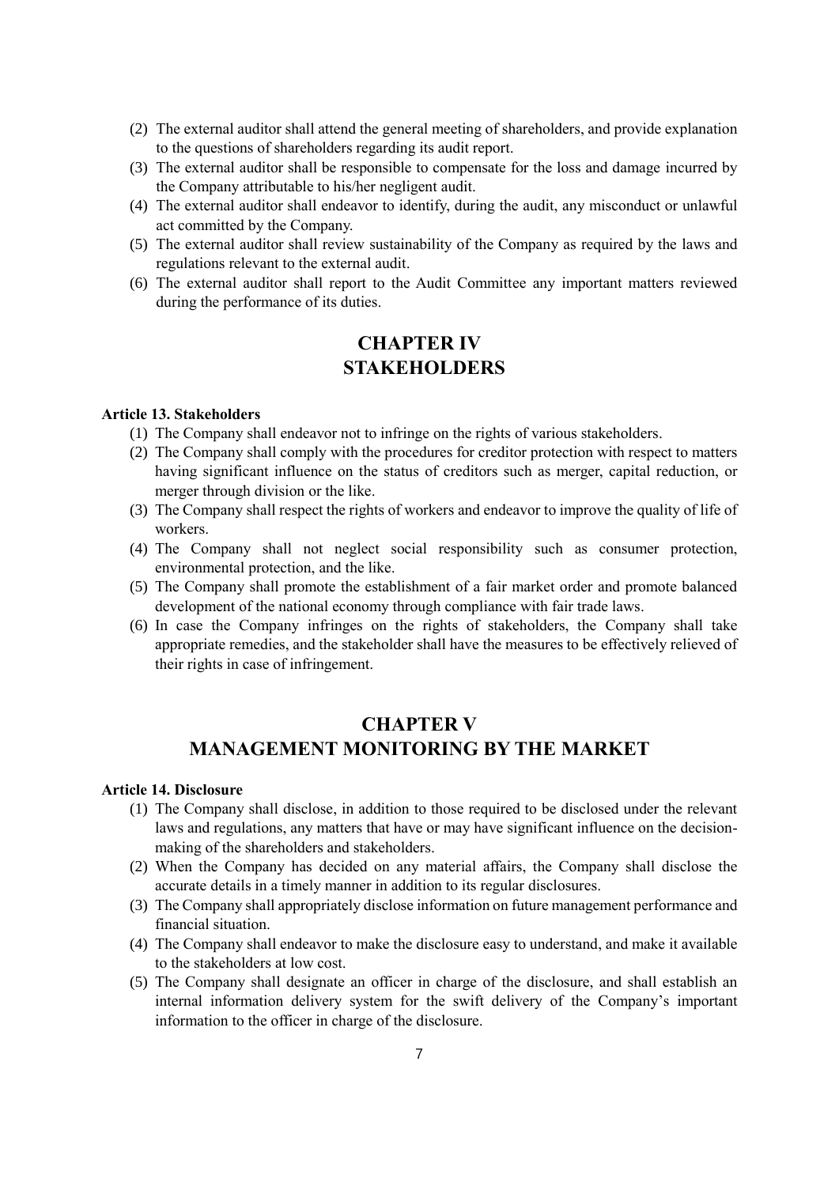(2) The external auditor shall attend the general meeting of shareholders, and provide explanation to the questions of shareholders regarding its audit report.
(3) The external auditor shall be responsible to compensate for the loss and damage incurred by the Company attributable to his/her negligent audit.
(4) The external auditor shall endeavor to identify, during the audit, any misconduct or unlawful act committed by the Company.
(5) The external auditor shall review sustainability of the Company as required by the laws and regulations relevant to the external audit.
(6) The external auditor shall report to the Audit Committee any important matters reviewed during the performance of its duties.

## CHAPTER IV
## STAKEHOLDERS

**Article 13. Stakeholders**

(1) The Company shall endeavor not to infringe on the rights of various stakeholders.
(2) The Company shall comply with the procedures for creditor protection with respect to matters having significant influence on the status of creditors such as merger, capital reduction, or merger through division or the like.
(3) The Company shall respect the rights of workers and endeavor to improve the quality of life of workers.
(4) The Company shall not neglect social responsibility such as consumer protection, environmental protection, and the like.
(5) The Company shall promote the establishment of a fair market order and promote balanced development of the national economy through compliance with fair trade laws.
(6) In case the Company infringes on the rights of stakeholders, the Company shall take appropriate remedies, and the stakeholder shall have the measures to be effectively relieved of their rights in case of infringement.

## CHAPTER V
## MANAGEMENT MONITORING BY THE MARKET

**Article 14. Disclosure**

(1) The Company shall disclose, in addition to those required to be disclosed under the relevant laws and regulations, any matters that have or may have significant influence on the decision-making of the shareholders and stakeholders.
(2) When the Company has decided on any material affairs, the Company shall disclose the accurate details in a timely manner in addition to its regular disclosures.
(3) The Company shall appropriately disclose information on future management performance and financial situation.
(4) The Company shall endeavor to make the disclosure easy to understand, and make it available to the stakeholders at low cost.
(5) The Company shall designate an officer in charge of the disclosure, and shall establish an internal information delivery system for the swift delivery of the Company's important information to the officer in charge of the disclosure.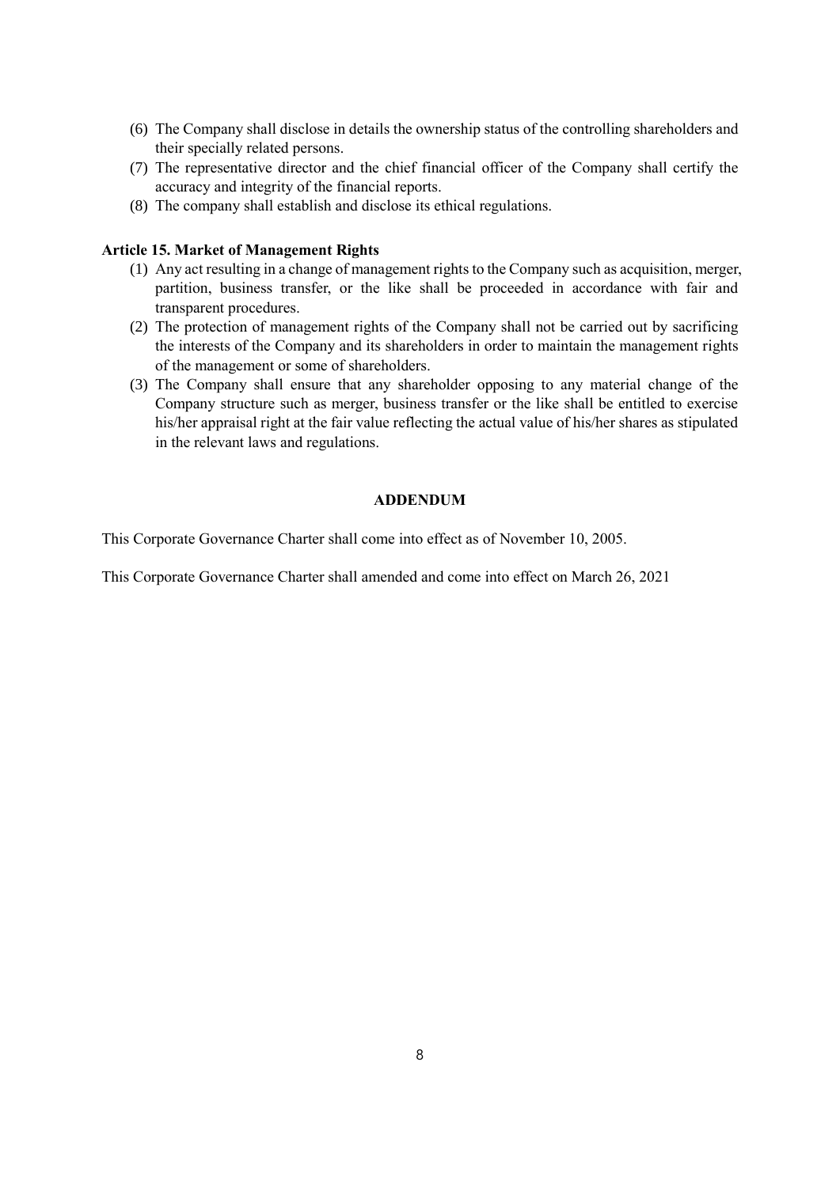(6) The Company shall disclose in details the ownership status of the controlling shareholders and their specially related persons.

(7) The representative director and the chief financial officer of the Company shall certify the accuracy and integrity of the financial reports.

(8) The company shall establish and disclose its ethical regulations.

**Article 15. Market of Management Rights**

(1) Any act resulting in a change of management rights to the Company such as acquisition, merger, partition, business transfer, or the like shall be proceeded in accordance with fair and transparent procedures.

(2) The protection of management rights of the Company shall not be carried out by sacrificing the interests of the Company and its shareholders in order to maintain the management rights of the management or some of shareholders.

(3) The Company shall ensure that any shareholder opposing to any material change of the Company structure such as merger, business transfer or the like shall be entitled to exercise his/her appraisal right at the fair value reflecting the actual value of his/her shares as stipulated in the relevant laws and regulations.

**ADDENDUM**

This Corporate Governance Charter shall come into effect as of November 10, 2005.

This Corporate Governance Charter shall amended and come into effect on March 26, 2021